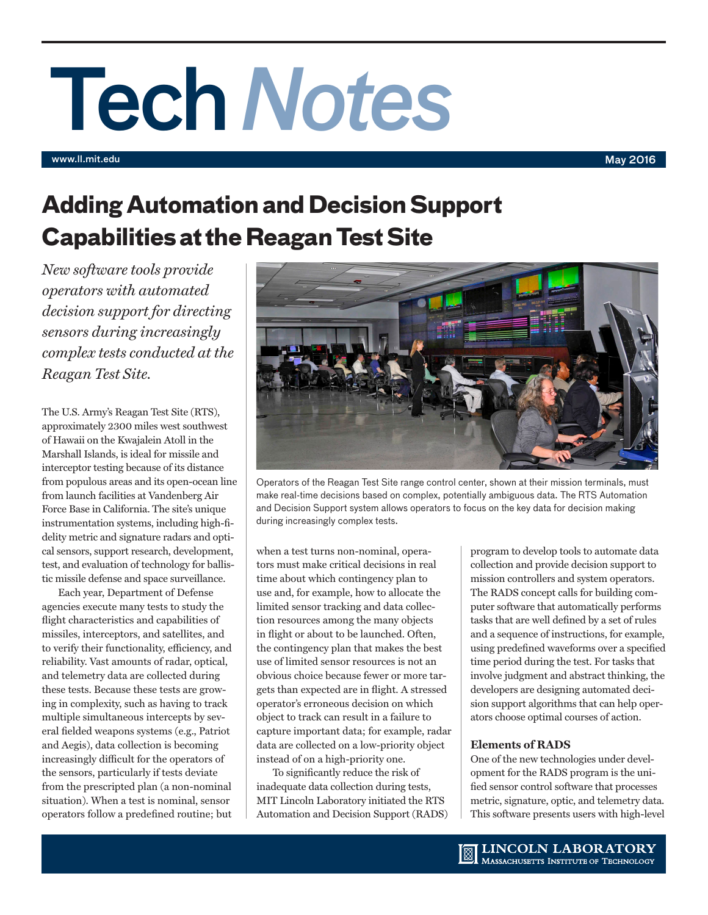# Tech *Notes*

www.ll.mit.edu

May 2016

## Adding Automation and Decision Support Capabilities at the Reagan Test Site

*New software tools provide operators with automated decision support for directing sensors during increasingly complex tests conducted at the Reagan Test Site.*

Operators of the Reagan Test Site range control center, shown at their mission terminals, must make real-time decisions based on complex, potentially ambiguous data. The RTS Automation and Decision Support system allows operators to focus on the key data for decision making during increasingly complex tests.

The U.S. Army's Reagan Test Site (RTS), approximately 2300 miles west southwest of Hawaii on the Kwajalein Atoll in the Marshall Islands, is ideal for missile and interceptor testing because of its distance from populous areas and its open-ocean line from launch facilities at Vandenberg Air Force Base in California. The site's unique instrumentation systems, including high-fidelity metric and signature radars and optical sensors, support research, development, test, and evaluation of technology for ballistic missile defense and space surveillance.

Each year, Department of Defense agencies execute many tests to study the flight characteristics and capabilities of missiles, interceptors, and satellites, and to verify their functionality, efficiency, and reliability. Vast amounts of radar, optical, and telemetry data are collected during these tests. Because these tests are growing in complexity, such as having to track multiple simultaneous intercepts by several fielded weapons systems (e.g., Patriot and Aegis), data collection is becoming increasingly difficult for the operators of the sensors, particularly if tests deviate from the prescripted plan (a non-nominal situation). When a test is nominal, sensor operators follow a predefined routine; but when a test turns non-nominal, operators must make critical decisions in real time about which contingency plan to use and, for example, how to allocate the limited sensor tracking and data collection resources among the many objects in flight or about to be launched. Often, the contingency plan that makes the best use of limited sensor resources is not an obvious choice because fewer or more targets than expected are in flight. A stressed operator's erroneous decision on which object to track can result in a failure to capture important data; for example, radar data are collected on a low-priority object instead of on a high-priority one.

To significantly reduce the risk of inadequate data collection during tests, MIT Lincoln Laboratory initiated the RTS Automation and Decision Support (RADS) program to develop tools to automate data collection and provide decision support to mission controllers and system operators. The RADS concept calls for building computer software that automatically performs tasks that are well defined by a set of rules and a sequence of instructions, for example, using predefined waveforms over a specified time period during the test. For tasks that involve judgment and abstract thinking, the developers are designing automated decision support algorithms that can help operators choose optimal courses of action.

### Elements of RADS

One of the new technologies under development for the RADS program is the unified sensor control software that processes metric, signature, optic, and telemetry data. This software presents users with high-level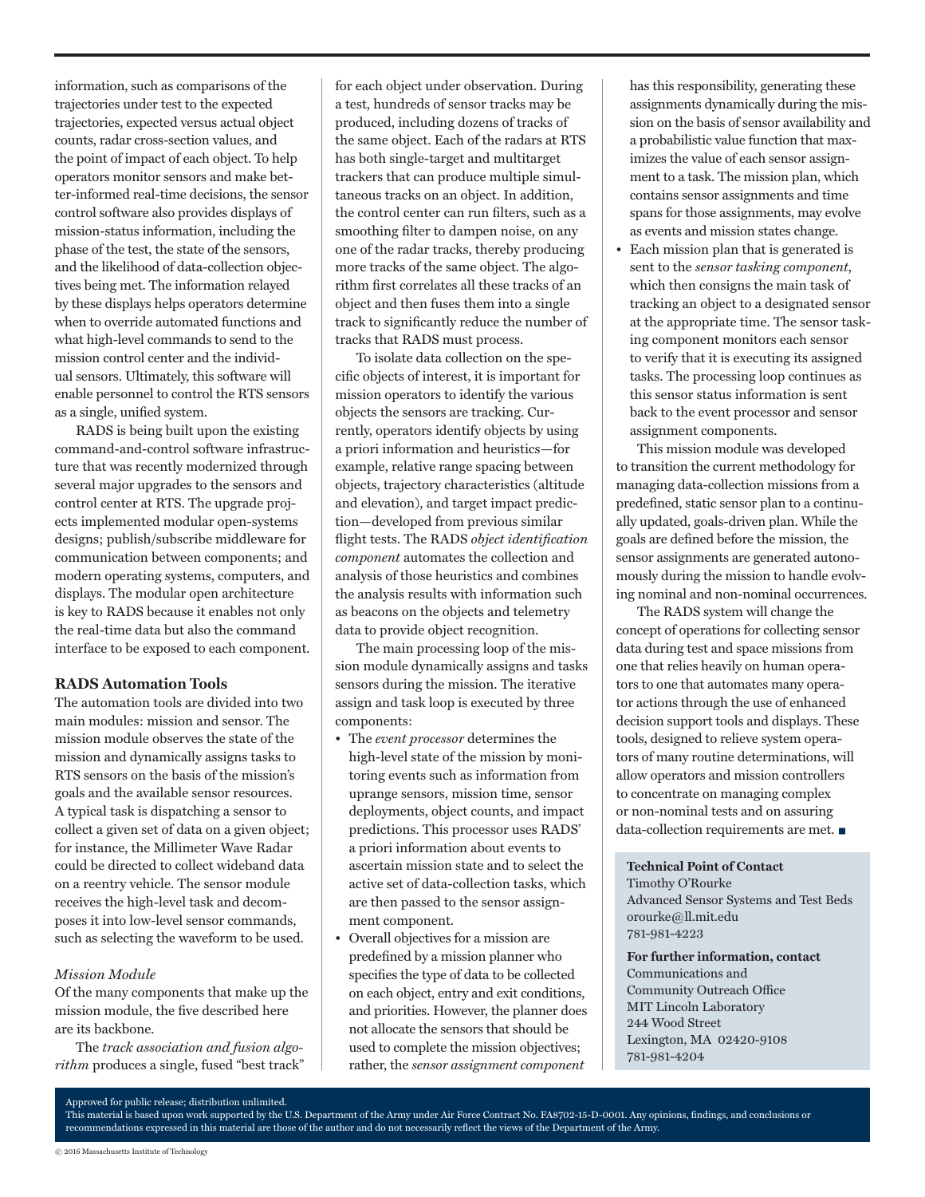information, such as comparisons of the trajectories under test to the expected trajectories, expected versus actual object counts, radar cross-section values, and the point of impact of each object. To help operators monitor sensors and make better-informed real-time decisions, the sensor control software also provides displays of mission-status information, including the phase of the test, the state of the sensors, and the likelihood of data-collection objectives being met. The information relayed by these displays helps operators determine when to override automated functions and what high-level commands to send to the mission control center and the individual sensors. Ultimately, this software will enable personnel to control the RTS sensors as a single, unified system.

RADS is being built upon the existing command-and-control software infrastructure that was recently modernized through several major upgrades to the sensors and control center at RTS. The upgrade projects implemented modular open-systems designs; publish/subscribe middleware for communication between components; and modern operating systems, computers, and displays. The modular open architecture is key to RADS because it enables not only the real-time data but also the command interface to be exposed to each component.

## RADS Automation Tools

The automation tools are divided into two main modules: mission and sensor. The mission module observes the state of the mission and dynamically assigns tasks to RTS sensors on the basis of the mission's goals and the available sensor resources. A typical task is dispatching a sensor to collect a given set of data on a given object; for instance, the Millimeter Wave Radar could be directed to collect wideband data on a reentry vehicle. The sensor module receives the high-level task and decomposes it into low-level sensor commands, such as selecting the waveform to be used.

### *Mission Module*

Of the many components that make up the mission module, the five described here are its backbone.

The *track association and fusion algorithm* produces a single, fused "best track" for each object under observation. During a test, hundreds of sensor tracks may be produced, including dozens of tracks of the same object. Each of the radars at RTS has both single-target and multitarget trackers that can produce multiple simultaneous tracks on an object. In addition, the control center can run filters, such as a smoothing filter to dampen noise, on any one of the radar tracks, thereby producing more tracks of the same object. The algorithm first correlates all these tracks of an object and then fuses them into a single track to significantly reduce the number of tracks that RADS must process.

To isolate data collection on the specific objects of interest, it is important for mission operators to identify the various objects the sensors are tracking. Currently, operators identify objects by using a priori information and heuristics—for example, relative range spacing between objects, trajectory characteristics (altitude and elevation), and target impact prediction—developed from previous similar flight tests. The RADS *object identification component* automates the collection and analysis of those heuristics and combines the analysis results with information such as beacons on the objects and telemetry data to provide object recognition.

The main processing loop of the mission module dynamically assigns and tasks sensors during the mission. The iterative assign and task loop is executed by three components:

- The *event processor* determines the high-level state of the mission by monitoring events such as information from uprange sensors, mission time, sensor deployments, object counts, and impact predictions. This processor uses RADS' a priori information about events to ascertain mission state and to select the active set of data-collection tasks, which are then passed to the sensor assignment component.
- Overall objectives for a mission are predefined by a mission planner who specifies the type of data to be collected on each object, entry and exit conditions, and priorities. However, the planner does not allocate the sensors that should be used to complete the mission objectives; rather, the *sensor assignment component* has this responsibility, generating these assignments dynamically during the mission on the basis of sensor availability and a probabilistic value function that maximizes the value of each sensor assignment to a task. The mission plan, which contains sensor assignments and time spans for those assignments, may evolve as events and mission states change.
- Each mission plan that is generated is sent to the *sensor tasking component*, which then consigns the main task of tracking an object to a designated sensor at the appropriate time. The sensor tasking component monitors each sensor to verify that it is executing its assigned tasks. The processing loop continues as this sensor status information is sent back to the event processor and sensor assignment components.

This mission module was developed to transition the current methodology for managing data-collection missions from a predefined, static sensor plan to a continually updated, goals-driven plan. While the goals are defined before the mission, the sensor assignments are generated autonomously during the mission to handle evolving nominal and non-nominal occurrences.

The RADS system will change the concept of operations for collecting sensor data during test and space missions from one that relies heavily on human operators to one that automates many operator actions through the use of enhanced decision support tools and displays. These tools, designed to relieve system operators of many routine determinations, will allow operators and mission controllers to concentrate on managing complex or non-nominal tests and on assuring data-collection requirements are met. ■

**Technical Point of Contact**
Timothy O'Rourke
Advanced Sensor Systems and Test Beds
orourke@ll.mit.edu
781-981-4223

**For further information, contact**
Communications and
Community Outreach Office
MIT Lincoln Laboratory
244 Wood Street
Lexington, MA 02420-9108
781-981-4204

Approved for public release; distribution unlimited.
This material is based upon work supported by the U.S. Department of the Army under Air Force Contract No. FA8702-15-D-0001. Any opinions, findings, and conclusions or recommendations expressed in this material are those of the author and do not necessarily reflect the views of the Department of the Army.

© 2016 Massachusetts Institute of Technology